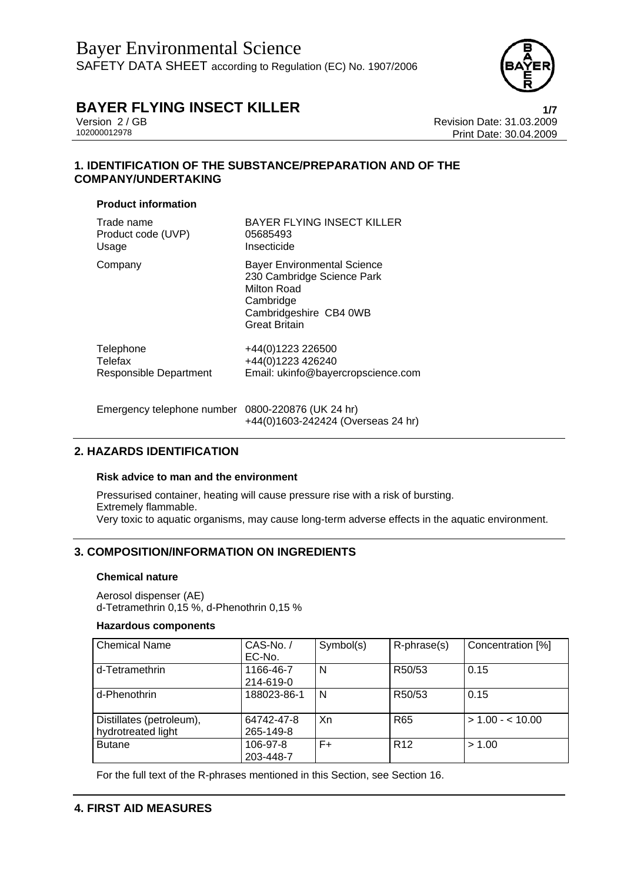# Bayer Environmental Science

SAFETY DATA SHEET according to Regulation (EC) No. 1907/2006

**BAYER FLYING INSECT KILLER**

Version 2 / GB
102000012978

Revision Date: 31.03.2009
Print Date: 30.04.2009

## 1. IDENTIFICATION OF THE SUBSTANCE/PREPARATION AND OF THE COMPANY/UNDERTAKING

### Product information

| | |
|---|---|
| Trade name | BAYER FLYING INSECT KILLER |
| Product code (UVP) | 05685493 |
| Usage | Insecticide |
| Company | Bayer Environmental Science<br>230 Cambridge Science Park<br>Milton Road<br>Cambridge<br>Cambridgeshire CB4 0WB<br>Great Britain |
| Telephone | +44(0)1223 226500 |
| Telefax | +44(0)1223 426240 |
| Responsible Department | Email: ukinfo@bayercropscience.com |
| Emergency telephone number | 0800-220876 (UK 24 hr)<br>+44(0)1603-242424 (Overseas 24 hr) |

## 2. HAZARDS IDENTIFICATION

### Risk advice to man and the environment

Pressurised container, heating will cause pressure rise with a risk of bursting.
Extremely flammable.
Very toxic to aquatic organisms, may cause long-term adverse effects in the aquatic environment.

## 3. COMPOSITION/INFORMATION ON INGREDIENTS

### Chemical nature

Aerosol dispenser (AE)
d-Tetramethrin 0,15 %, d-Phenothrin 0,15 %

### Hazardous components

| Chemical Name | CAS-No. / EC-No. | Symbol(s) | R-phrase(s) | Concentration [%] |
|---|---|---|---|---|
| d-Tetramethrin | 1166-46-7<br>214-619-0 | N | R50/53 | 0.15 |
| d-Phenothrin | 188023-86-1 | N | R50/53 | 0.15 |
| Distillates (petroleum), hydrotreated light | 64742-47-8<br>265-149-8 | Xn | R65 | > 1.00 - < 10.00 |
| Butane | 106-97-8<br>203-448-7 | F+ | R12 | > 1.00 |

For the full text of the R-phrases mentioned in this Section, see Section 16.

## 4. FIRST AID MEASURES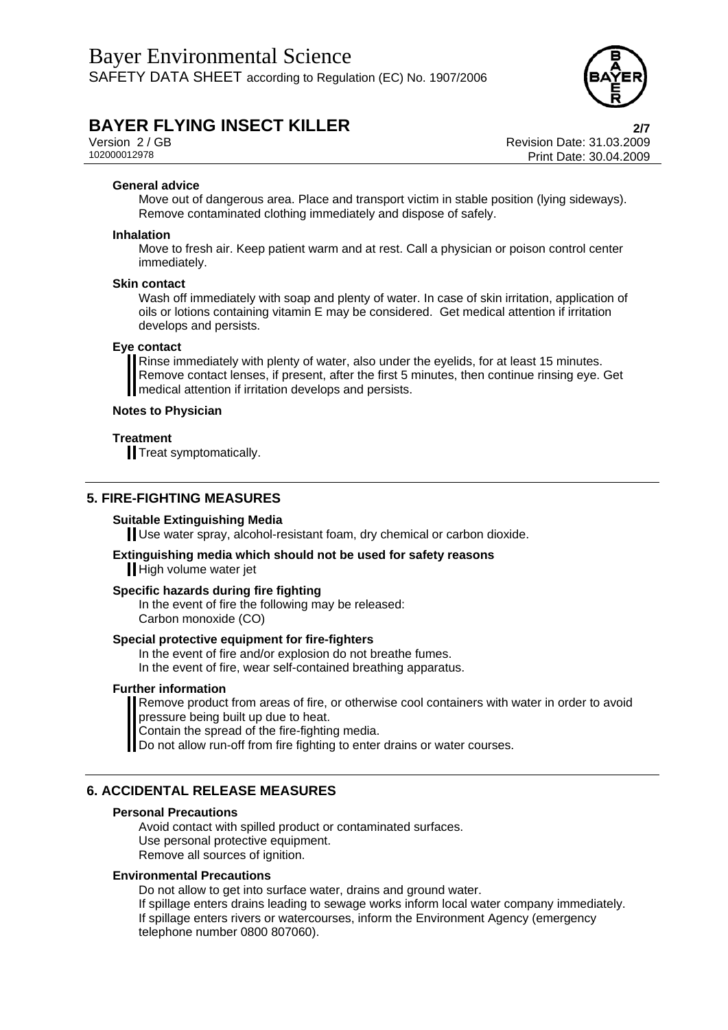**General advice**

Move out of dangerous area. Place and transport victim in stable position (lying sideways). Remove contaminated clothing immediately and dispose of safely.

**Inhalation**

Move to fresh air. Keep patient warm and at rest. Call a physician or poison control center immediately.

**Skin contact**

Wash off immediately with soap and plenty of water. In case of skin irritation, application of oils or lotions containing vitamin E may be considered. Get medical attention if irritation develops and persists.

**Eye contact**

Rinse immediately with plenty of water, also under the eyelids, for at least 15 minutes. Remove contact lenses, if present, after the first 5 minutes, then continue rinsing eye. Get medical attention if irritation develops and persists.

**Notes to Physician**

**Treatment**

Treat symptomatically.

## 5. FIRE-FIGHTING MEASURES

**Suitable Extinguishing Media**

Use water spray, alcohol-resistant foam, dry chemical or carbon dioxide.

**Extinguishing media which should not be used for safety reasons**

High volume water jet

**Specific hazards during fire fighting**

In the event of fire the following may be released:
Carbon monoxide (CO)

**Special protective equipment for fire-fighters**

In the event of fire and/or explosion do not breathe fumes.
In the event of fire, wear self-contained breathing apparatus.

**Further information**

Remove product from areas of fire, or otherwise cool containers with water in order to avoid pressure being built up due to heat.
Contain the spread of the fire-fighting media.
Do not allow run-off from fire fighting to enter drains or water courses.

## 6. ACCIDENTAL RELEASE MEASURES

**Personal Precautions**

Avoid contact with spilled product or contaminated surfaces.
Use personal protective equipment.
Remove all sources of ignition.

**Environmental Precautions**

Do not allow to get into surface water, drains and ground water.
If spillage enters drains leading to sewage works inform local water company immediately.
If spillage enters rivers or watercourses, inform the Environment Agency (emergency telephone number 0800 807060).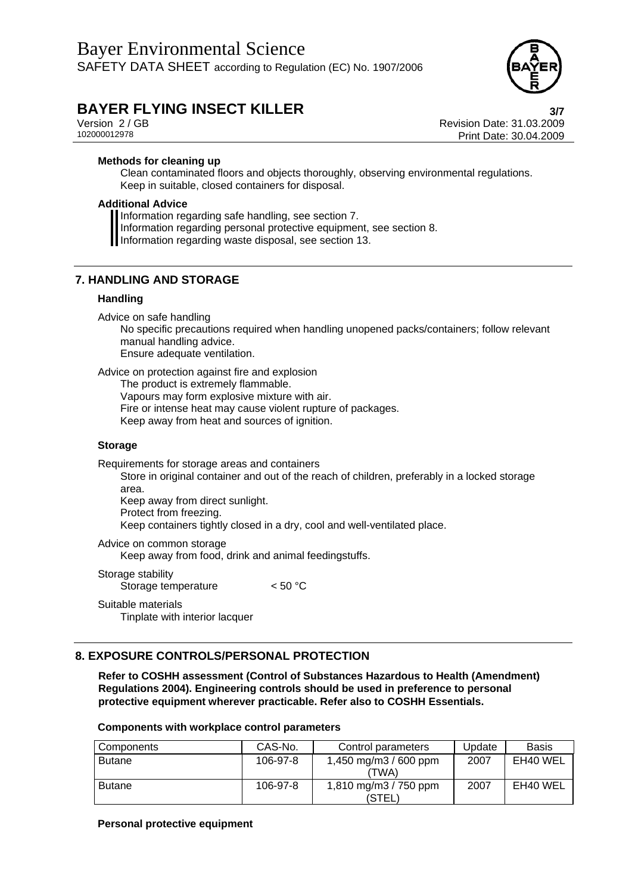**Methods for cleaning up**

Clean contaminated floors and objects thoroughly, observing environmental regulations.
Keep in suitable, closed containers for disposal.

**Additional Advice**

Information regarding safe handling, see section 7.
Information regarding personal protective equipment, see section 8.
Information regarding waste disposal, see section 13.

## 7. HANDLING AND STORAGE

### Handling

Advice on safe handling

No specific precautions required when handling unopened packs/containers; follow relevant manual handling advice.
Ensure adequate ventilation.

Advice on protection against fire and explosion

The product is extremely flammable.
Vapours may form explosive mixture with air.
Fire or intense heat may cause violent rupture of packages.
Keep away from heat and sources of ignition.

### Storage

Requirements for storage areas and containers

Store in original container and out of the reach of children, preferably in a locked storage area.
Keep away from direct sunlight.
Protect from freezing.
Keep containers tightly closed in a dry, cool and well-ventilated place.

Advice on common storage

Keep away from food, drink and animal feedingstuffs.

Storage stability

Storage temperature < 50 °C

Suitable materials

Tinplate with interior lacquer

## 8. EXPOSURE CONTROLS/PERSONAL PROTECTION

**Refer to COSHH assessment (Control of Substances Hazardous to Health (Amendment) Regulations 2004). Engineering controls should be used in preference to personal protective equipment wherever practicable. Refer also to COSHH Essentials.**

**Components with workplace control parameters**

| Components | CAS-No. | Control parameters | Update | Basis |
|---|---|---|---|---|
| Butane | 106-97-8 | 1,450 mg/m3 / 600 ppm (TWA) | 2007 | EH40 WEL |
| Butane | 106-97-8 | 1,810 mg/m3 / 750 ppm (STEL) | 2007 | EH40 WEL |

**Personal protective equipment**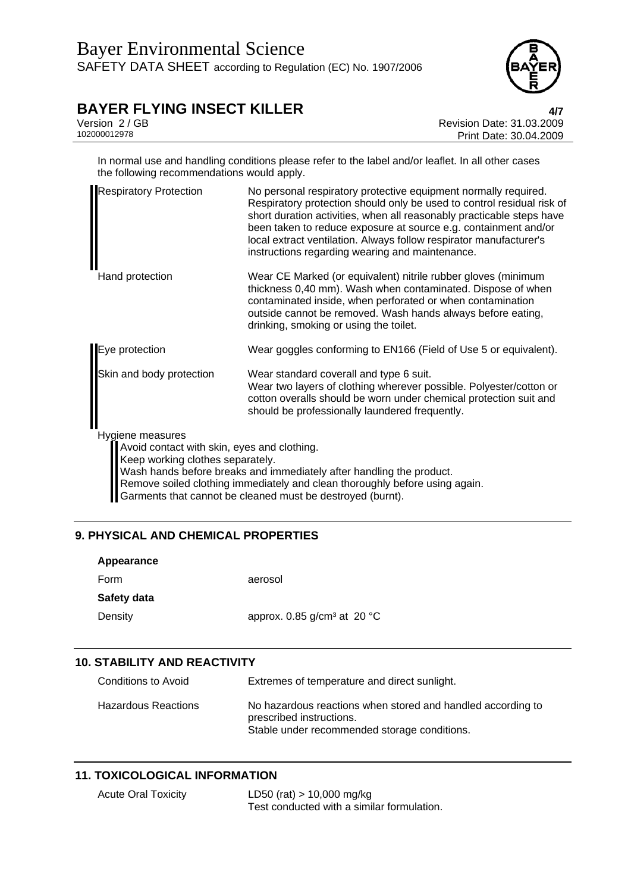In normal use and handling conditions please refer to the label and/or leaflet. In all other cases the following recommendations would apply.

| | |
|---|---|
| Respiratory Protection | No personal respiratory protective equipment normally required. Respiratory protection should only be used to control residual risk of short duration activities, when all reasonably practicable steps have been taken to reduce exposure at source e.g. containment and/or local extract ventilation. Always follow respirator manufacturer's instructions regarding wearing and maintenance. |
| Hand protection | Wear CE Marked (or equivalent) nitrile rubber gloves (minimum thickness 0,40 mm). Wash when contaminated. Dispose of when contaminated inside, when perforated or when contamination outside cannot be removed. Wash hands always before eating, drinking, smoking or using the toilet. |
| Eye protection | Wear goggles conforming to EN166 (Field of Use 5 or equivalent). |
| Skin and body protection | Wear standard coverall and type 6 suit. Wear two layers of clothing wherever possible. Polyester/cotton or cotton overalls should be worn under chemical protection suit and should be professionally laundered frequently. |

Hygiene measures

Avoid contact with skin, eyes and clothing.
Keep working clothes separately.
Wash hands before breaks and immediately after handling the product.
Remove soiled clothing immediately and clean thoroughly before using again.
Garments that cannot be cleaned must be destroyed (burnt).

## 9. PHYSICAL AND CHEMICAL PROPERTIES

**Appearance**

| | |
|---|---|
| Form | aerosol |

**Safety data**

| | |
|---|---|
| Density | approx. 0.85 g/cm³ at 20 °C |

## 10. STABILITY AND REACTIVITY

| | |
|---|---|
| Conditions to Avoid | Extremes of temperature and direct sunlight. |
| Hazardous Reactions | No hazardous reactions when stored and handled according to prescribed instructions. Stable under recommended storage conditions. |

## 11. TOXICOLOGICAL INFORMATION

| | |
|---|---|
| Acute Oral Toxicity | LD50 (rat) > 10,000 mg/kg<br>Test conducted with a similar formulation. |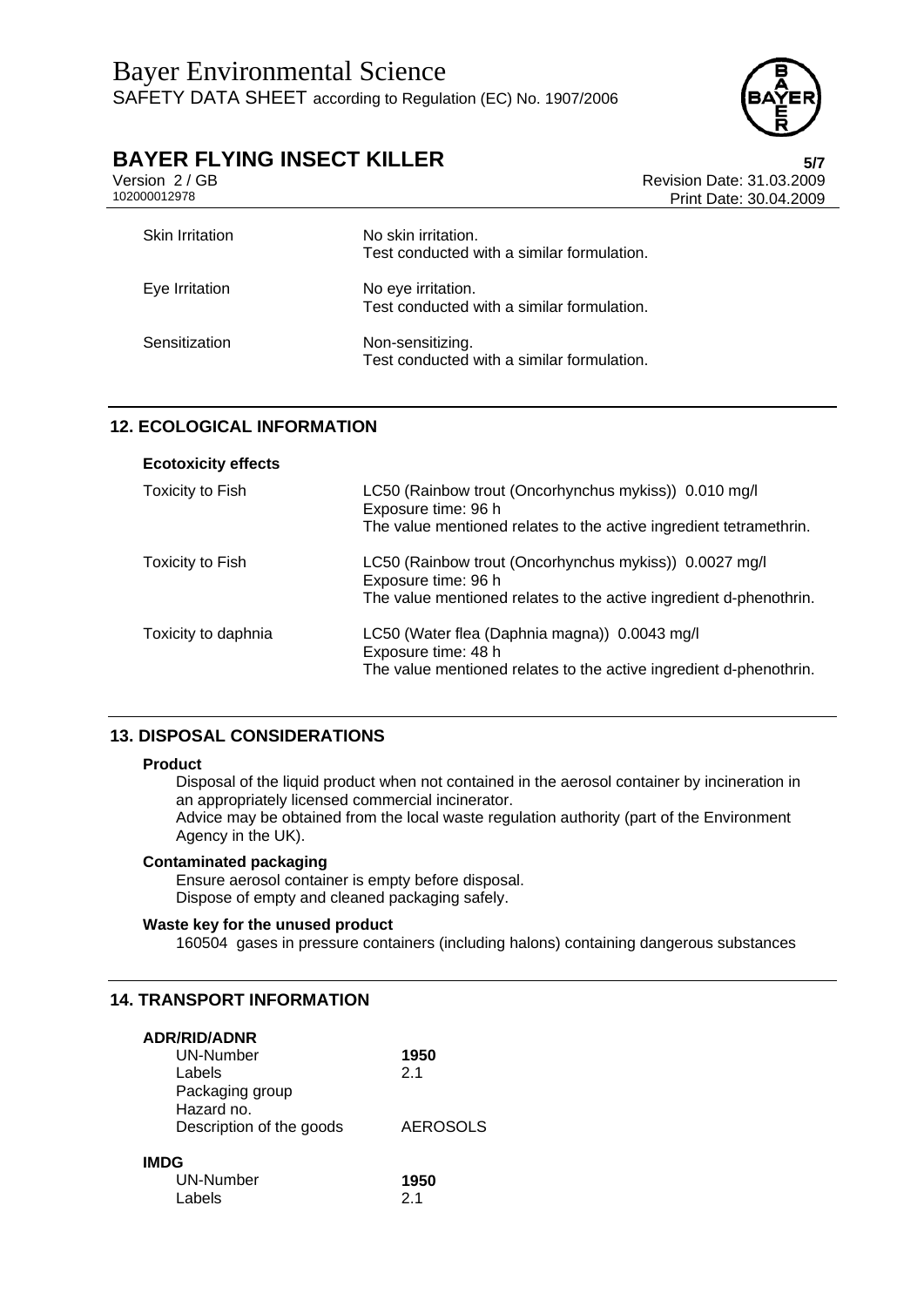| | |
|---|---|
| Skin Irritation | No skin irritation.<br>Test conducted with a similar formulation. |
| Eye Irritation | No eye irritation.<br>Test conducted with a similar formulation. |
| Sensitization | Non-sensitizing.<br>Test conducted with a similar formulation. |

## 12. ECOLOGICAL INFORMATION

**Ecotoxicity effects**

| | |
|---|---|
| Toxicity to Fish | LC50 (Rainbow trout (Oncorhynchus mykiss)) 0.010 mg/l<br>Exposure time: 96 h<br>The value mentioned relates to the active ingredient tetramethrin. |
| Toxicity to Fish | LC50 (Rainbow trout (Oncorhynchus mykiss)) 0.0027 mg/l<br>Exposure time: 96 h<br>The value mentioned relates to the active ingredient d-phenothrin. |
| Toxicity to daphnia | LC50 (Water flea (Daphnia magna)) 0.0043 mg/l<br>Exposure time: 48 h<br>The value mentioned relates to the active ingredient d-phenothrin. |

## 13. DISPOSAL CONSIDERATIONS

**Product**

Disposal of the liquid product when not contained in the aerosol container by incineration in an appropriately licensed commercial incinerator.
Advice may be obtained from the local waste regulation authority (part of the Environment Agency in the UK).

**Contaminated packaging**

Ensure aerosol container is empty before disposal.
Dispose of empty and cleaned packaging safely.

**Waste key for the unused product**

160504 gases in pressure containers (including halons) containing dangerous substances

## 14. TRANSPORT INFORMATION

**ADR/RID/ADNR**

| | |
|---|---|
| UN-Number | **1950** |
| Labels | 2.1 |
| Packaging group | |
| Hazard no. | |
| Description of the goods | AEROSOLS |

**IMDG**

| | |
|---|---|
| UN-Number | **1950** |
| Labels | 2.1 |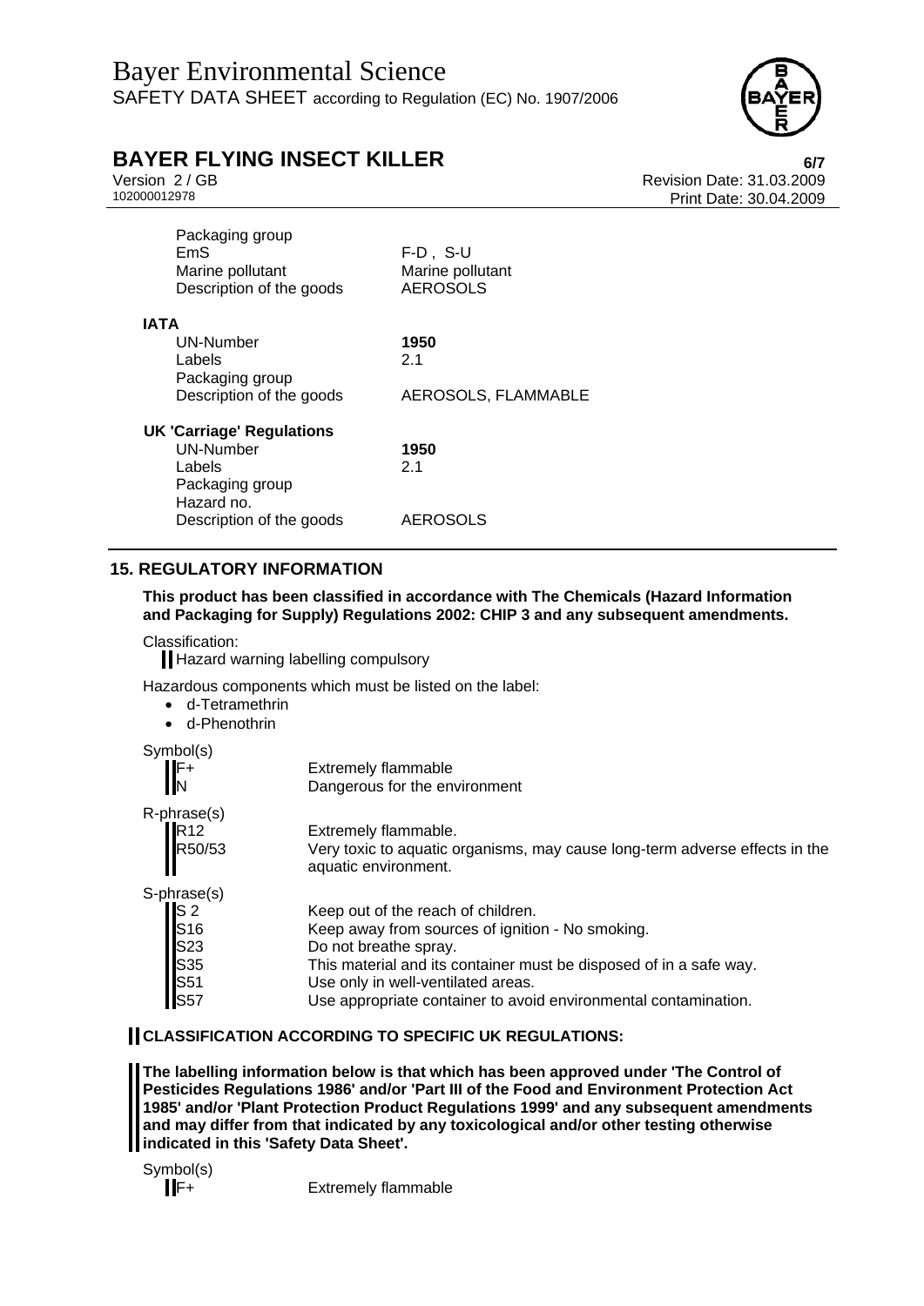| | |
|---|---|
| Packaging group | |
| EmS | F-D , S-U |
| Marine pollutant | Marine pollutant |
| Description of the goods | AEROSOLS |

**IATA**

| | |
|---|---|
| UN-Number | **1950** |
| Labels | 2.1 |
| Packaging group | |
| Description of the goods | AEROSOLS, FLAMMABLE |

**UK 'Carriage' Regulations**

| | |
|---|---|
| UN-Number | **1950** |
| Labels | 2.1 |
| Packaging group | |
| Hazard no. | |
| Description of the goods | AEROSOLS |

## 15. REGULATORY INFORMATION

**This product has been classified in accordance with The Chemicals (Hazard Information and Packaging for Supply) Regulations 2002: CHIP 3 and any subsequent amendments.**

Classification:

Hazard warning labelling compulsory

Hazardous components which must be listed on the label:

- d-Tetramethrin
- d-Phenothrin

Symbol(s)

| | |
|---|---|
| F+ | Extremely flammable |
| N | Dangerous for the environment |

R-phrase(s)

| | |
|---|---|
| R12 | Extremely flammable. |
| R50/53 | Very toxic to aquatic organisms, may cause long-term adverse effects in the aquatic environment. |

S-phrase(s)

| | |
|---|---|
| S 2 | Keep out of the reach of children. |
| S16 | Keep away from sources of ignition - No smoking. |
| S23 | Do not breathe spray. |
| S35 | This material and its container must be disposed of in a safe way. |
| S51 | Use only in well-ventilated areas. |
| S57 | Use appropriate container to avoid environmental contamination. |

**CLASSIFICATION ACCORDING TO SPECIFIC UK REGULATIONS:**

**The labelling information below is that which has been approved under 'The Control of Pesticides Regulations 1986' and/or 'Part III of the Food and Environment Protection Act 1985' and/or 'Plant Protection Product Regulations 1999' and any subsequent amendments and may differ from that indicated by any toxicological and/or other testing otherwise indicated in this 'Safety Data Sheet'.**

Symbol(s)

| | |
|---|---|
| F+ | Extremely flammable |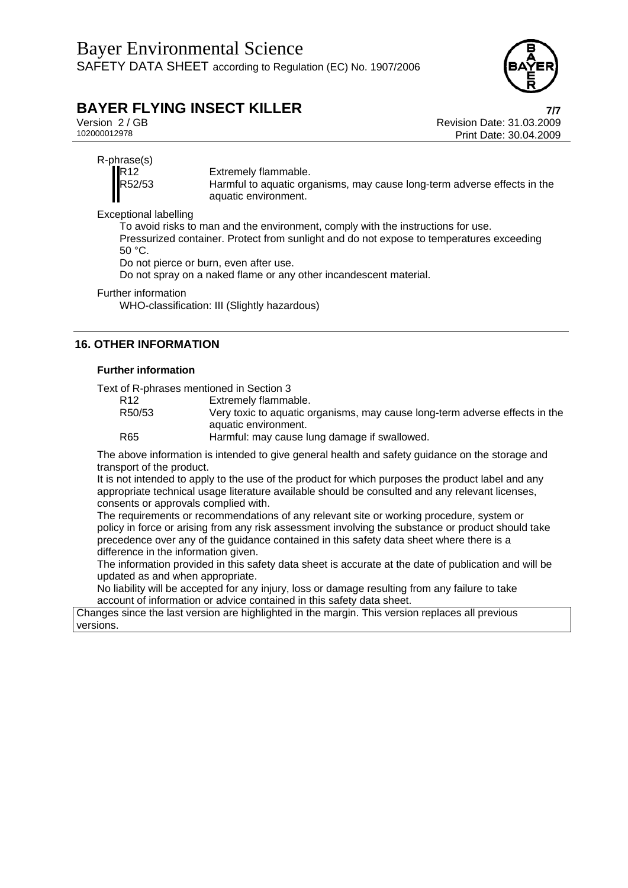R-phrase(s)

| | |
|---|---|
| R12 | Extremely flammable. |
| R52/53 | Harmful to aquatic organisms, may cause long-term adverse effects in the aquatic environment. |

Exceptional labelling

To avoid risks to man and the environment, comply with the instructions for use.
Pressurized container. Protect from sunlight and do not expose to temperatures exceeding 50 °C.
Do not pierce or burn, even after use.
Do not spray on a naked flame or any other incandescent material.

Further information

WHO-classification: III (Slightly hazardous)

## 16. OTHER INFORMATION

**Further information**

Text of R-phrases mentioned in Section 3

| | |
|---|---|
| R12 | Extremely flammable. |
| R50/53 | Very toxic to aquatic organisms, may cause long-term adverse effects in the aquatic environment. |
| R65 | Harmful: may cause lung damage if swallowed. |

The above information is intended to give general health and safety guidance on the storage and transport of the product.
It is not intended to apply to the use of the product for which purposes the product label and any appropriate technical usage literature available should be consulted and any relevant licenses, consents or approvals complied with.
The requirements or recommendations of any relevant site or working procedure, system or policy in force or arising from any risk assessment involving the substance or product should take precedence over any of the guidance contained in this safety data sheet where there is a difference in the information given.
The information provided in this safety data sheet is accurate at the date of publication and will be updated as and when appropriate.
No liability will be accepted for any injury, loss or damage resulting from any failure to take account of information or advice contained in this safety data sheet.

Changes since the last version are highlighted in the margin. This version replaces all previous versions.